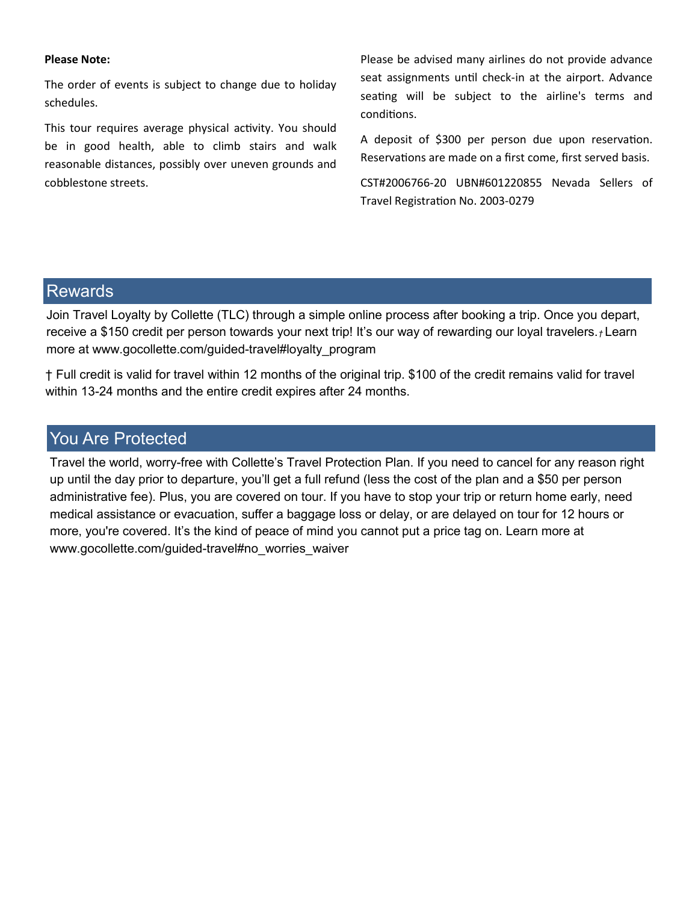**Please Note:**

The order of events is subject to change due to holiday schedules.

This tour requires average physical activity. You should be in good health, able to climb stairs and walk reasonable distances, possibly over uneven grounds and cobblestone streets.

Please be advised many airlines do not provide advance seat assignments until check-in at the airport. Advance seating will be subject to the airline's terms and conditions.

A deposit of $300 per person due upon reservation. Reservations are made on a first come, first served basis.

CST#2006766-20 UBN#601220855 Nevada Sellers of Travel Registration No. 2003-0279

## Rewards

Join Travel Loyalty by Collette (TLC) through a simple online process after booking a trip. Once you depart, receive a $150 credit per person towards your next trip! It's our way of rewarding our loyal travelers.† Learn more at www.gocollette.com/guided-travel#loyalty_program

† Full credit is valid for travel within 12 months of the original trip. $100 of the credit remains valid for travel within 13-24 months and the entire credit expires after 24 months.

## You Are Protected

Travel the world, worry-free with Collette's Travel Protection Plan. If you need to cancel for any reason right up until the day prior to departure, you'll get a full refund (less the cost of the plan and a $50 per person administrative fee). Plus, you are covered on tour. If you have to stop your trip or return home early, need medical assistance or evacuation, suffer a baggage loss or delay, or are delayed on tour for 12 hours or more, you're covered. It's the kind of peace of mind you cannot put a price tag on. Learn more at www.gocollette.com/guided-travel#no_worries_waiver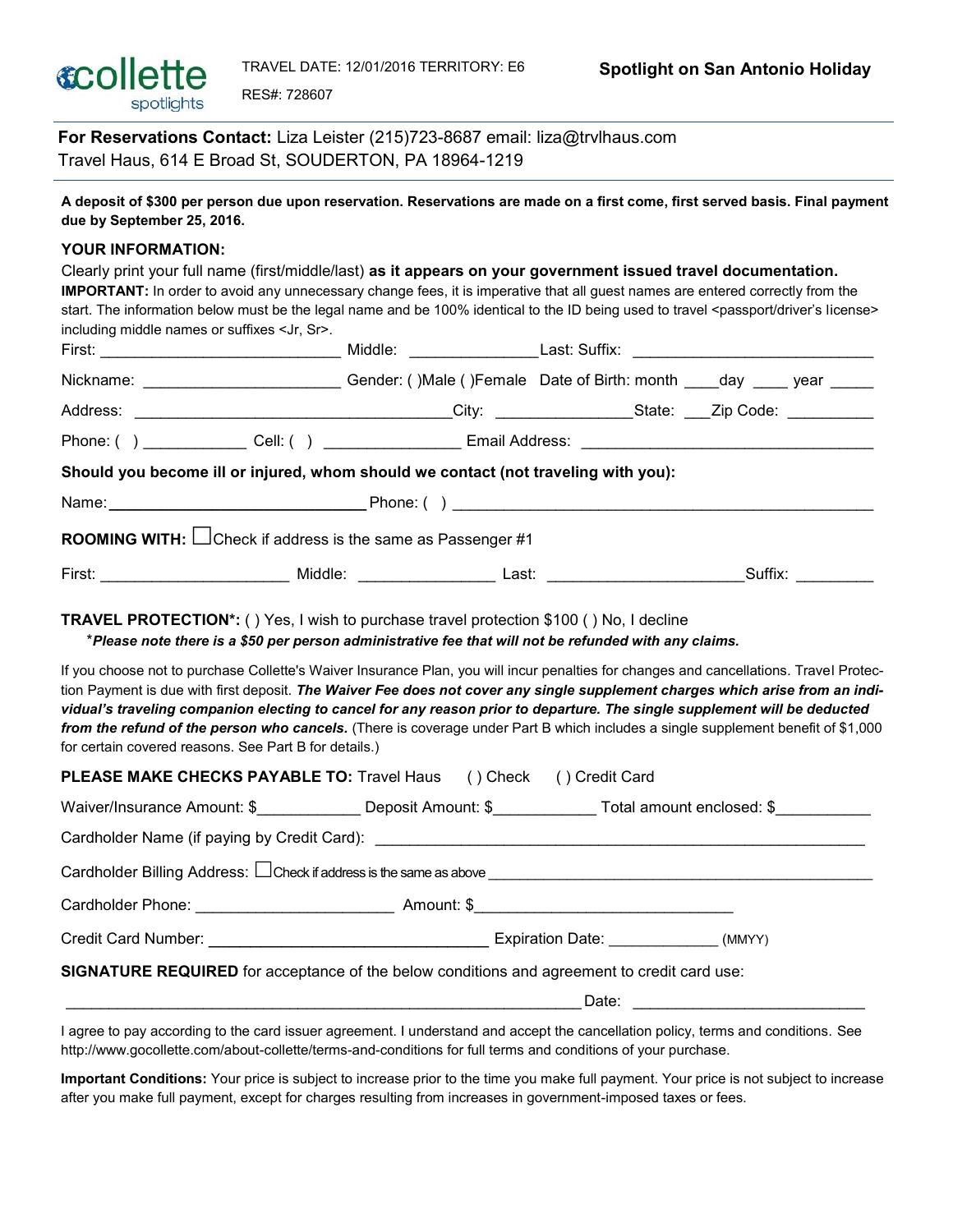collette spotlights

TRAVEL DATE: 12/01/2016 TERRITORY: E6

RES#: 728607

**Spotlight on San Antonio Holiday**

**For Reservations Contact:** Liza Leister (215)723-8687 email: liza@trvlhaus.com
Travel Haus, 614 E Broad St, SOUDERTON, PA 18964-1219

**A deposit of $300 per person due upon reservation. Reservations are made on a first come, first served basis. Final payment due by September 25, 2016.**

**YOUR INFORMATION:**

Clearly print your full name (first/middle/last) **as it appears on your government issued travel documentation.**
**IMPORTANT:** In order to avoid any unnecessary change fees, it is imperative that all guest names are entered correctly from the start. The information below must be the legal name and be 100% identical to the ID being used to travel <passport/driver's license> including middle names or suffixes <Jr, Sr>.

First: ___________________________ Middle: ______________ Last: Suffix: ___________________________

Nickname: ______________________ Gender: ( )Male ( )Female Date of Birth: month ____day ____ year _____

Address: ____________________________________City: _______________State: ___Zip Code: __________

Phone: ( ) ____________ Cell: ( ) ________________ Email Address: _________________________________

**Should you become ill or injured, whom should we contact (not traveling with you):**

Name: _____________________________ Phone: ( ) _______________________________________________

**ROOMING WITH:** ☐ Check if address is the same as Passenger #1

First: _____________________ Middle: _______________ Last: ______________________Suffix: _________

**TRAVEL PROTECTION\*:** ( ) Yes, I wish to purchase travel protection $100 ( ) No, I decline
\****Please note there is a $50 per person administrative fee that will not be refunded with any claims.***

If you choose not to purchase Collette's Waiver Insurance Plan, you will incur penalties for changes and cancellations. Travel Protection Payment is due with first deposit. ***The Waiver Fee does not cover any single supplement charges which arise from an individual's traveling companion electing to cancel for any reason prior to departure. The single supplement will be deducted from the refund of the person who cancels.*** (There is coverage under Part B which includes a single supplement benefit of $1,000 for certain covered reasons. See Part B for details.)

**PLEASE MAKE CHECKS PAYABLE TO:** Travel Haus ( ) Check ( ) Credit Card

Waiver/Insurance Amount: $___________ Deposit Amount: $___________ Total amount enclosed: $__________

Cardholder Name (if paying by Credit Card): _________________________________________________________

Cardholder Billing Address: ☐ Check if address is the same as above _____________________________________________

Cardholder Phone: ______________________ Amount: $_____________________________

Credit Card Number: _______________________________ Expiration Date: ____________ (MMYY)

**SIGNATURE REQUIRED** for acceptance of the below conditions and agreement to credit card use:

__________________________________________________________ Date: _________________________

I agree to pay according to the card issuer agreement. I understand and accept the cancellation policy, terms and conditions. See http://www.gocollette.com/about-collette/terms-and-conditions for full terms and conditions of your purchase.

**Important Conditions:** Your price is subject to increase prior to the time you make full payment. Your price is not subject to increase after you make full payment, except for charges resulting from increases in government-imposed taxes or fees.